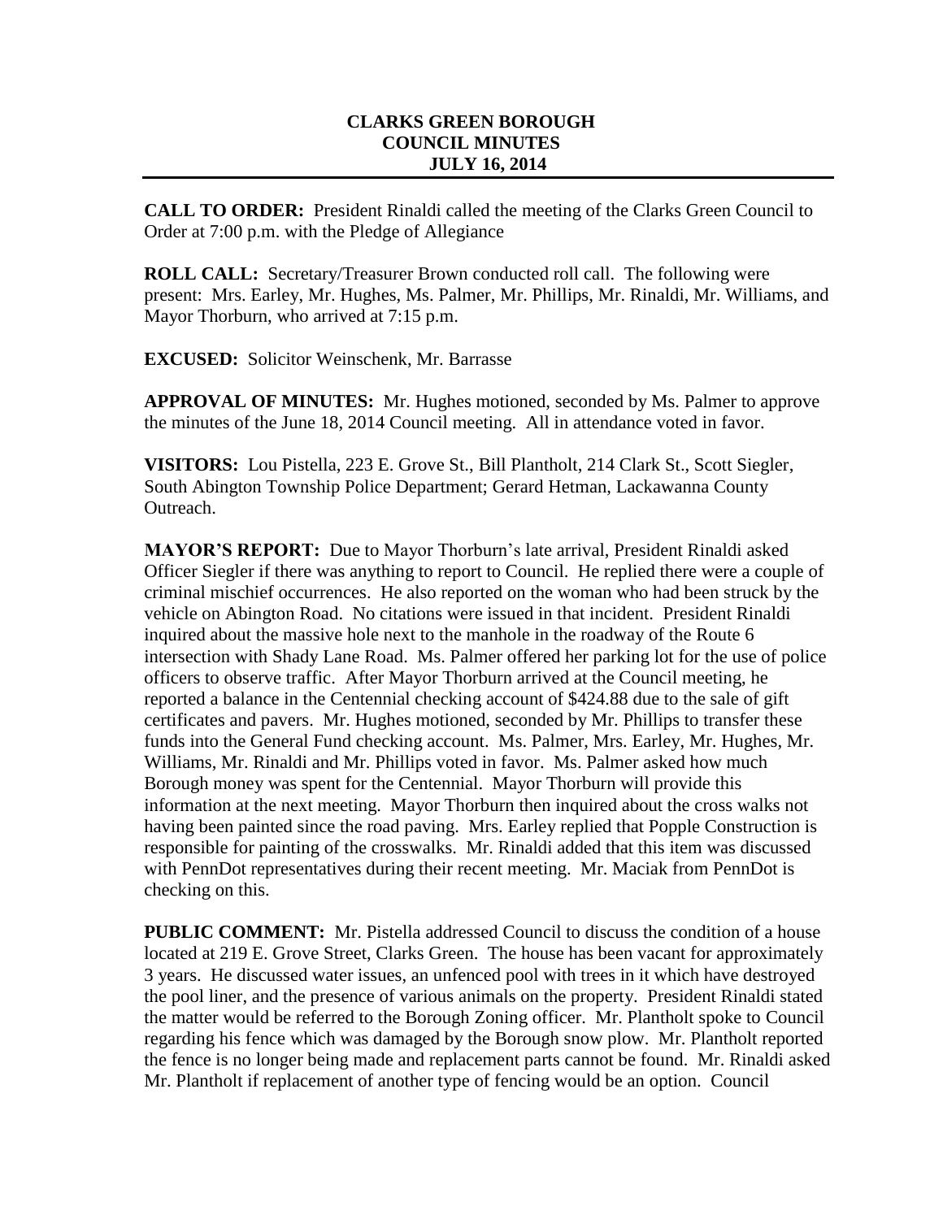# CLARKS GREEN BOROUGH
## COUNCIL MINUTES
### JULY 16, 2014

**CALL TO ORDER:** President Rinaldi called the meeting of the Clarks Green Council to Order at 7:00 p.m. with the Pledge of Allegiance

**ROLL CALL:** Secretary/Treasurer Brown conducted roll call. The following were present: Mrs. Earley, Mr. Hughes, Ms. Palmer, Mr. Phillips, Mr. Rinaldi, Mr. Williams, and Mayor Thorburn, who arrived at 7:15 p.m.

**EXCUSED:** Solicitor Weinschenk, Mr. Barrasse

**APPROVAL OF MINUTES:** Mr. Hughes motioned, seconded by Ms. Palmer to approve the minutes of the June 18, 2014 Council meeting. All in attendance voted in favor.

**VISITORS:** Lou Pistella, 223 E. Grove St., Bill Plantholt, 214 Clark St., Scott Siegler, South Abington Township Police Department; Gerard Hetman, Lackawanna County Outreach.

**MAYOR'S REPORT:** Due to Mayor Thorburn's late arrival, President Rinaldi asked Officer Siegler if there was anything to report to Council. He replied there were a couple of criminal mischief occurrences. He also reported on the woman who had been struck by the vehicle on Abington Road. No citations were issued in that incident. President Rinaldi inquired about the massive hole next to the manhole in the roadway of the Route 6 intersection with Shady Lane Road. Ms. Palmer offered her parking lot for the use of police officers to observe traffic. After Mayor Thorburn arrived at the Council meeting, he reported a balance in the Centennial checking account of $424.88 due to the sale of gift certificates and pavers. Mr. Hughes motioned, seconded by Mr. Phillips to transfer these funds into the General Fund checking account. Ms. Palmer, Mrs. Earley, Mr. Hughes, Mr. Williams, Mr. Rinaldi and Mr. Phillips voted in favor. Ms. Palmer asked how much Borough money was spent for the Centennial. Mayor Thorburn will provide this information at the next meeting. Mayor Thorburn then inquired about the cross walks not having been painted since the road paving. Mrs. Earley replied that Popple Construction is responsible for painting of the crosswalks. Mr. Rinaldi added that this item was discussed with PennDot representatives during their recent meeting. Mr. Maciak from PennDot is checking on this.

**PUBLIC COMMENT:** Mr. Pistella addressed Council to discuss the condition of a house located at 219 E. Grove Street, Clarks Green. The house has been vacant for approximately 3 years. He discussed water issues, an unfenced pool with trees in it which have destroyed the pool liner, and the presence of various animals on the property. President Rinaldi stated the matter would be referred to the Borough Zoning officer. Mr. Plantholt spoke to Council regarding his fence which was damaged by the Borough snow plow. Mr. Plantholt reported the fence is no longer being made and replacement parts cannot be found. Mr. Rinaldi asked Mr. Plantholt if replacement of another type of fencing would be an option. Council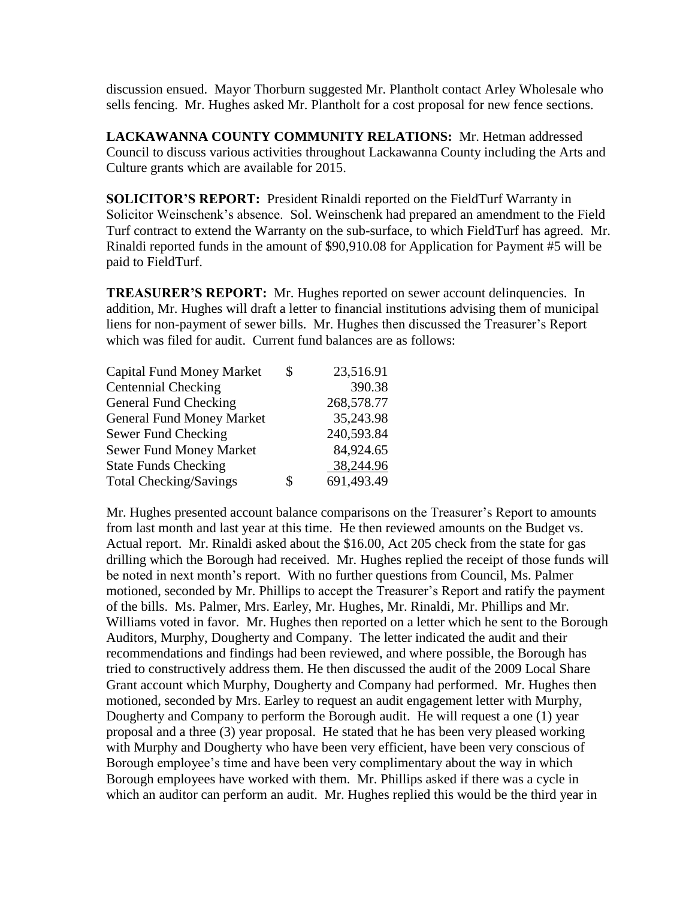discussion ensued. Mayor Thorburn suggested Mr. Plantholt contact Arley Wholesale who sells fencing. Mr. Hughes asked Mr. Plantholt for a cost proposal for new fence sections.

**LACKAWANNA COUNTY COMMUNITY RELATIONS:** Mr. Hetman addressed Council to discuss various activities throughout Lackawanna County including the Arts and Culture grants which are available for 2015.

**SOLICITOR'S REPORT:** President Rinaldi reported on the FieldTurf Warranty in Solicitor Weinschenk's absence. Sol. Weinschenk had prepared an amendment to the Field Turf contract to extend the Warranty on the sub-surface, to which FieldTurf has agreed. Mr. Rinaldi reported funds in the amount of $90,910.08 for Application for Payment #5 will be paid to FieldTurf.

**TREASURER'S REPORT:** Mr. Hughes reported on sewer account delinquencies. In addition, Mr. Hughes will draft a letter to financial institutions advising them of municipal liens for non-payment of sewer bills. Mr. Hughes then discussed the Treasurer's Report which was filed for audit. Current fund balances are as follows:

| Account | | Balance |
|---|---|---|
| Capital Fund Money Market | $ | 23,516.91 |
| Centennial Checking | | 390.38 |
| General Fund Checking | | 268,578.77 |
| General Fund Money Market | | 35,243.98 |
| Sewer Fund Checking | | 240,593.84 |
| Sewer Fund Money Market | | 84,924.65 |
| State Funds Checking | | 38,244.96 |
| Total Checking/Savings | $ | 691,493.49 |

Mr. Hughes presented account balance comparisons on the Treasurer's Report to amounts from last month and last year at this time. He then reviewed amounts on the Budget vs. Actual report. Mr. Rinaldi asked about the $16.00, Act 205 check from the state for gas drilling which the Borough had received. Mr. Hughes replied the receipt of those funds will be noted in next month's report. With no further questions from Council, Ms. Palmer motioned, seconded by Mr. Phillips to accept the Treasurer's Report and ratify the payment of the bills. Ms. Palmer, Mrs. Earley, Mr. Hughes, Mr. Rinaldi, Mr. Phillips and Mr. Williams voted in favor. Mr. Hughes then reported on a letter which he sent to the Borough Auditors, Murphy, Dougherty and Company. The letter indicated the audit and their recommendations and findings had been reviewed, and where possible, the Borough has tried to constructively address them. He then discussed the audit of the 2009 Local Share Grant account which Murphy, Dougherty and Company had performed. Mr. Hughes then motioned, seconded by Mrs. Earley to request an audit engagement letter with Murphy, Dougherty and Company to perform the Borough audit. He will request a one (1) year proposal and a three (3) year proposal. He stated that he has been very pleased working with Murphy and Dougherty who have been very efficient, have been very conscious of Borough employee's time and have been very complimentary about the way in which Borough employees have worked with them. Mr. Phillips asked if there was a cycle in which an auditor can perform an audit. Mr. Hughes replied this would be the third year in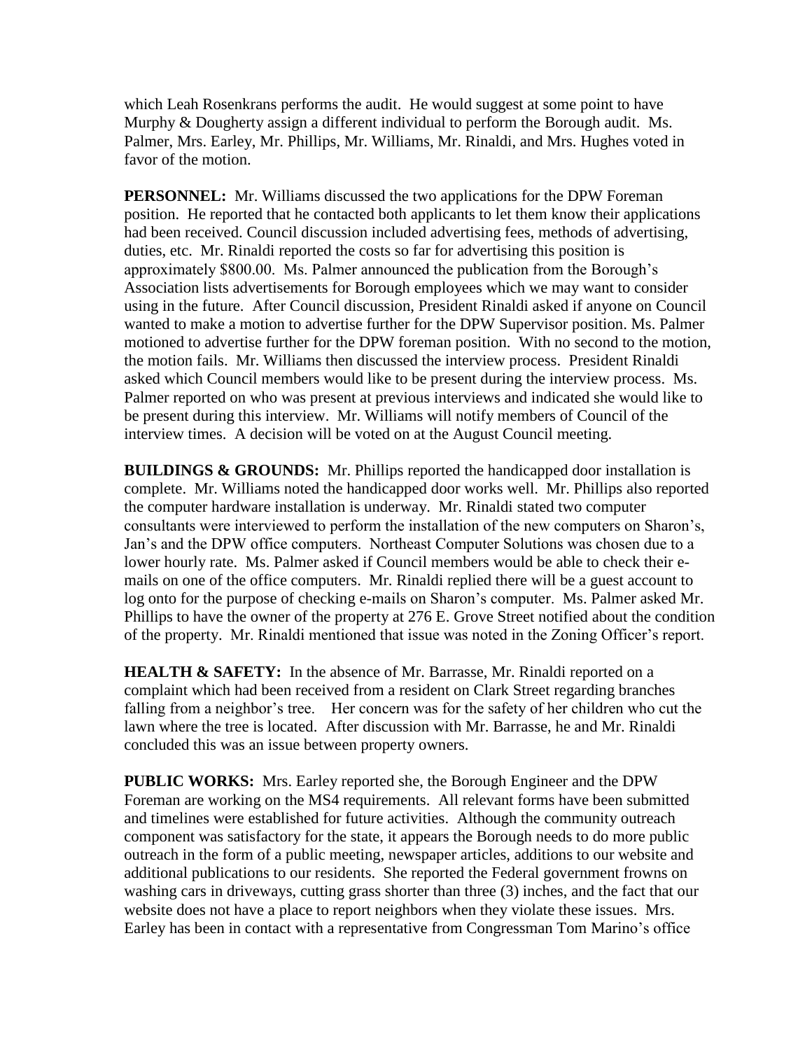which Leah Rosenkrans performs the audit. He would suggest at some point to have Murphy & Dougherty assign a different individual to perform the Borough audit. Ms. Palmer, Mrs. Earley, Mr. Phillips, Mr. Williams, Mr. Rinaldi, and Mrs. Hughes voted in favor of the motion.

**PERSONNEL:** Mr. Williams discussed the two applications for the DPW Foreman position. He reported that he contacted both applicants to let them know their applications had been received. Council discussion included advertising fees, methods of advertising, duties, etc. Mr. Rinaldi reported the costs so far for advertising this position is approximately $800.00. Ms. Palmer announced the publication from the Borough's Association lists advertisements for Borough employees which we may want to consider using in the future. After Council discussion, President Rinaldi asked if anyone on Council wanted to make a motion to advertise further for the DPW Supervisor position. Ms. Palmer motioned to advertise further for the DPW foreman position. With no second to the motion, the motion fails. Mr. Williams then discussed the interview process. President Rinaldi asked which Council members would like to be present during the interview process. Ms. Palmer reported on who was present at previous interviews and indicated she would like to be present during this interview. Mr. Williams will notify members of Council of the interview times. A decision will be voted on at the August Council meeting.

**BUILDINGS & GROUNDS:** Mr. Phillips reported the handicapped door installation is complete. Mr. Williams noted the handicapped door works well. Mr. Phillips also reported the computer hardware installation is underway. Mr. Rinaldi stated two computer consultants were interviewed to perform the installation of the new computers on Sharon's, Jan's and the DPW office computers. Northeast Computer Solutions was chosen due to a lower hourly rate. Ms. Palmer asked if Council members would be able to check their e-mails on one of the office computers. Mr. Rinaldi replied there will be a guest account to log onto for the purpose of checking e-mails on Sharon's computer. Ms. Palmer asked Mr. Phillips to have the owner of the property at 276 E. Grove Street notified about the condition of the property. Mr. Rinaldi mentioned that issue was noted in the Zoning Officer's report.

**HEALTH & SAFETY:** In the absence of Mr. Barrasse, Mr. Rinaldi reported on a complaint which had been received from a resident on Clark Street regarding branches falling from a neighbor's tree. Her concern was for the safety of her children who cut the lawn where the tree is located. After discussion with Mr. Barrasse, he and Mr. Rinaldi concluded this was an issue between property owners.

**PUBLIC WORKS:** Mrs. Earley reported she, the Borough Engineer and the DPW Foreman are working on the MS4 requirements. All relevant forms have been submitted and timelines were established for future activities. Although the community outreach component was satisfactory for the state, it appears the Borough needs to do more public outreach in the form of a public meeting, newspaper articles, additions to our website and additional publications to our residents. She reported the Federal government frowns on washing cars in driveways, cutting grass shorter than three (3) inches, and the fact that our website does not have a place to report neighbors when they violate these issues. Mrs. Earley has been in contact with a representative from Congressman Tom Marino's office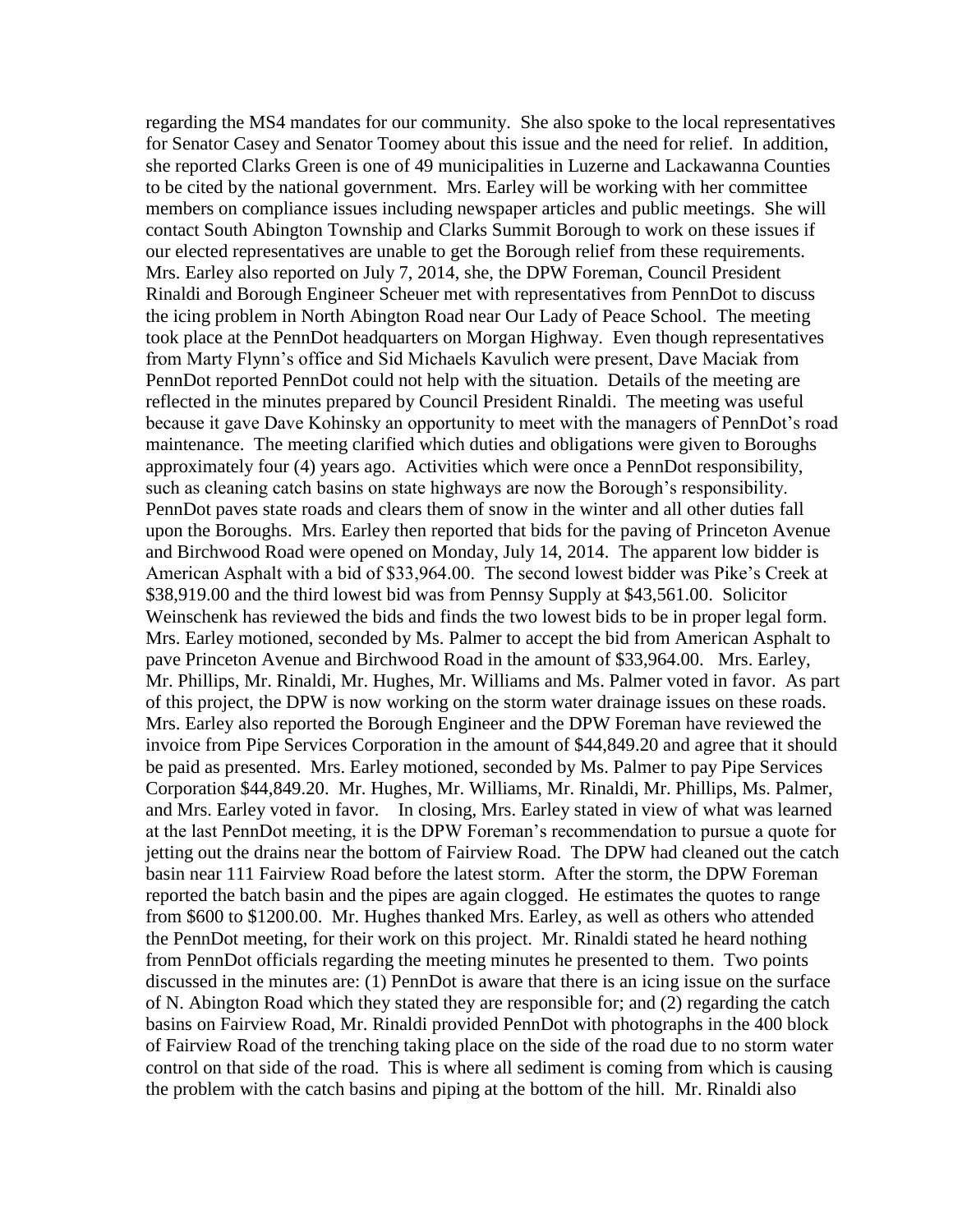regarding the MS4 mandates for our community. She also spoke to the local representatives for Senator Casey and Senator Toomey about this issue and the need for relief. In addition, she reported Clarks Green is one of 49 municipalities in Luzerne and Lackawanna Counties to be cited by the national government. Mrs. Earley will be working with her committee members on compliance issues including newspaper articles and public meetings. She will contact South Abington Township and Clarks Summit Borough to work on these issues if our elected representatives are unable to get the Borough relief from these requirements. Mrs. Earley also reported on July 7, 2014, she, the DPW Foreman, Council President Rinaldi and Borough Engineer Scheuer met with representatives from PennDot to discuss the icing problem in North Abington Road near Our Lady of Peace School. The meeting took place at the PennDot headquarters on Morgan Highway. Even though representatives from Marty Flynn's office and Sid Michaels Kavulich were present, Dave Maciak from PennDot reported PennDot could not help with the situation. Details of the meeting are reflected in the minutes prepared by Council President Rinaldi. The meeting was useful because it gave Dave Kohinsky an opportunity to meet with the managers of PennDot's road maintenance. The meeting clarified which duties and obligations were given to Boroughs approximately four (4) years ago. Activities which were once a PennDot responsibility, such as cleaning catch basins on state highways are now the Borough's responsibility. PennDot paves state roads and clears them of snow in the winter and all other duties fall upon the Boroughs. Mrs. Earley then reported that bids for the paving of Princeton Avenue and Birchwood Road were opened on Monday, July 14, 2014. The apparent low bidder is American Asphalt with a bid of $33,964.00. The second lowest bidder was Pike's Creek at $38,919.00 and the third lowest bid was from Pennsy Supply at $43,561.00. Solicitor Weinschenk has reviewed the bids and finds the two lowest bids to be in proper legal form. Mrs. Earley motioned, seconded by Ms. Palmer to accept the bid from American Asphalt to pave Princeton Avenue and Birchwood Road in the amount of $33,964.00. Mrs. Earley, Mr. Phillips, Mr. Rinaldi, Mr. Hughes, Mr. Williams and Ms. Palmer voted in favor. As part of this project, the DPW is now working on the storm water drainage issues on these roads. Mrs. Earley also reported the Borough Engineer and the DPW Foreman have reviewed the invoice from Pipe Services Corporation in the amount of $44,849.20 and agree that it should be paid as presented. Mrs. Earley motioned, seconded by Ms. Palmer to pay Pipe Services Corporation $44,849.20. Mr. Hughes, Mr. Williams, Mr. Rinaldi, Mr. Phillips, Ms. Palmer, and Mrs. Earley voted in favor. In closing, Mrs. Earley stated in view of what was learned at the last PennDot meeting, it is the DPW Foreman's recommendation to pursue a quote for jetting out the drains near the bottom of Fairview Road. The DPW had cleaned out the catch basin near 111 Fairview Road before the latest storm. After the storm, the DPW Foreman reported the batch basin and the pipes are again clogged. He estimates the quotes to range from $600 to $1200.00. Mr. Hughes thanked Mrs. Earley, as well as others who attended the PennDot meeting, for their work on this project. Mr. Rinaldi stated he heard nothing from PennDot officials regarding the meeting minutes he presented to them. Two points discussed in the minutes are: (1) PennDot is aware that there is an icing issue on the surface of N. Abington Road which they stated they are responsible for; and (2) regarding the catch basins on Fairview Road, Mr. Rinaldi provided PennDot with photographs in the 400 block of Fairview Road of the trenching taking place on the side of the road due to no storm water control on that side of the road. This is where all sediment is coming from which is causing the problem with the catch basins and piping at the bottom of the hill. Mr. Rinaldi also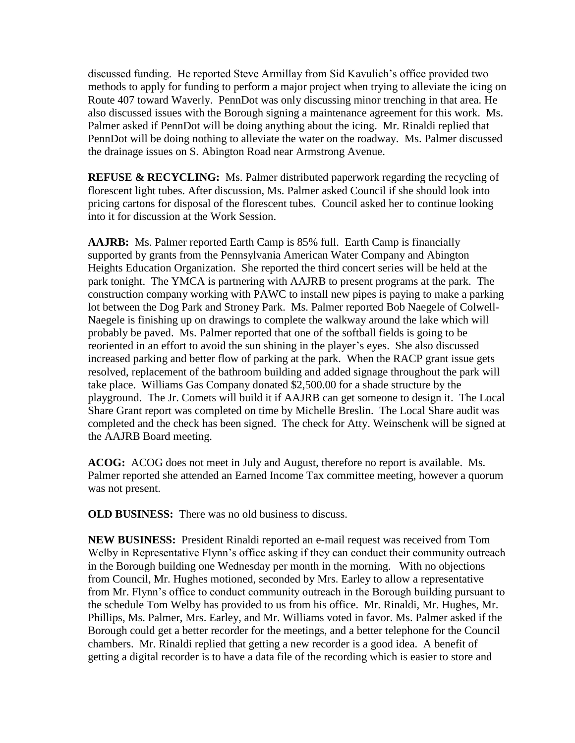discussed funding. He reported Steve Armillay from Sid Kavulich's office provided two methods to apply for funding to perform a major project when trying to alleviate the icing on Route 407 toward Waverly. PennDot was only discussing minor trenching in that area. He also discussed issues with the Borough signing a maintenance agreement for this work. Ms. Palmer asked if PennDot will be doing anything about the icing. Mr. Rinaldi replied that PennDot will be doing nothing to alleviate the water on the roadway. Ms. Palmer discussed the drainage issues on S. Abington Road near Armstrong Avenue.

**REFUSE & RECYCLING:** Ms. Palmer distributed paperwork regarding the recycling of florescent light tubes. After discussion, Ms. Palmer asked Council if she should look into pricing cartons for disposal of the florescent tubes. Council asked her to continue looking into it for discussion at the Work Session.

**AAJRB:** Ms. Palmer reported Earth Camp is 85% full. Earth Camp is financially supported by grants from the Pennsylvania American Water Company and Abington Heights Education Organization. She reported the third concert series will be held at the park tonight. The YMCA is partnering with AAJRB to present programs at the park. The construction company working with PAWC to install new pipes is paying to make a parking lot between the Dog Park and Stroney Park. Ms. Palmer reported Bob Naegele of Colwell-Naegele is finishing up on drawings to complete the walkway around the lake which will probably be paved. Ms. Palmer reported that one of the softball fields is going to be reoriented in an effort to avoid the sun shining in the player's eyes. She also discussed increased parking and better flow of parking at the park. When the RACP grant issue gets resolved, replacement of the bathroom building and added signage throughout the park will take place. Williams Gas Company donated $2,500.00 for a shade structure by the playground. The Jr. Comets will build it if AAJRB can get someone to design it. The Local Share Grant report was completed on time by Michelle Breslin. The Local Share audit was completed and the check has been signed. The check for Atty. Weinschenk will be signed at the AAJRB Board meeting.

**ACOG:** ACOG does not meet in July and August, therefore no report is available. Ms. Palmer reported she attended an Earned Income Tax committee meeting, however a quorum was not present.

**OLD BUSINESS:** There was no old business to discuss.

**NEW BUSINESS:** President Rinaldi reported an e-mail request was received from Tom Welby in Representative Flynn's office asking if they can conduct their community outreach in the Borough building one Wednesday per month in the morning. With no objections from Council, Mr. Hughes motioned, seconded by Mrs. Earley to allow a representative from Mr. Flynn's office to conduct community outreach in the Borough building pursuant to the schedule Tom Welby has provided to us from his office. Mr. Rinaldi, Mr. Hughes, Mr. Phillips, Ms. Palmer, Mrs. Earley, and Mr. Williams voted in favor. Ms. Palmer asked if the Borough could get a better recorder for the meetings, and a better telephone for the Council chambers. Mr. Rinaldi replied that getting a new recorder is a good idea. A benefit of getting a digital recorder is to have a data file of the recording which is easier to store and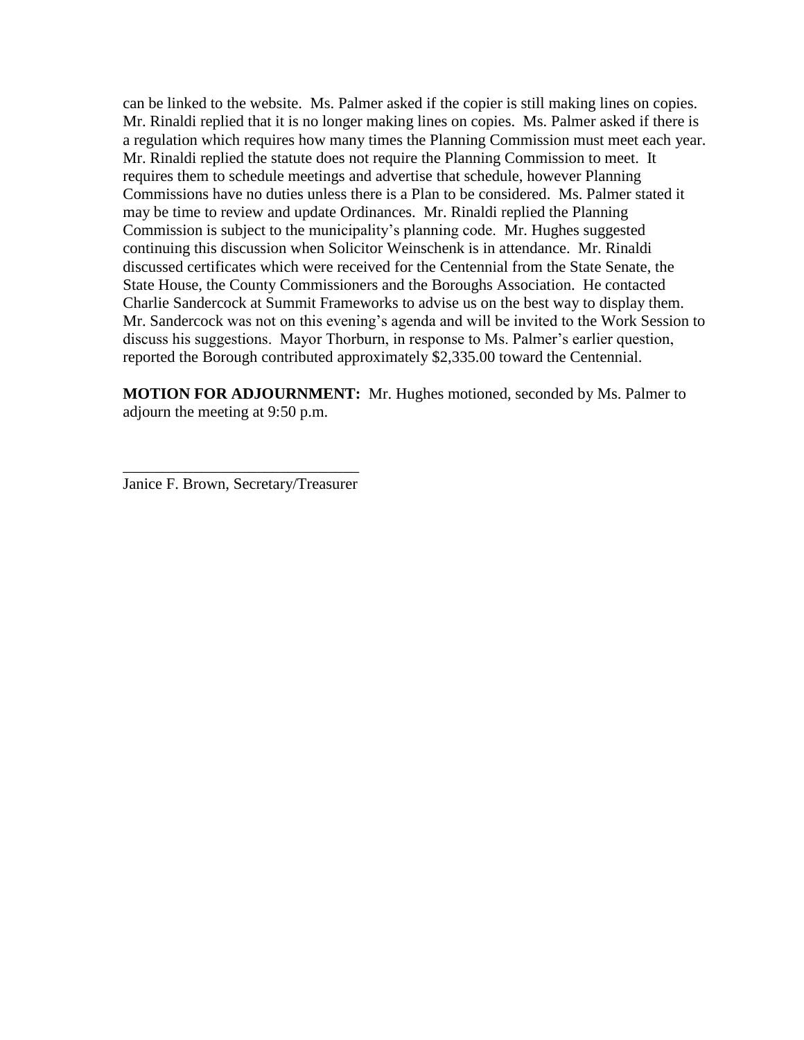can be linked to the website. Ms. Palmer asked if the copier is still making lines on copies. Mr. Rinaldi replied that it is no longer making lines on copies. Ms. Palmer asked if there is a regulation which requires how many times the Planning Commission must meet each year. Mr. Rinaldi replied the statute does not require the Planning Commission to meet. It requires them to schedule meetings and advertise that schedule, however Planning Commissions have no duties unless there is a Plan to be considered. Ms. Palmer stated it may be time to review and update Ordinances. Mr. Rinaldi replied the Planning Commission is subject to the municipality's planning code. Mr. Hughes suggested continuing this discussion when Solicitor Weinschenk is in attendance. Mr. Rinaldi discussed certificates which were received for the Centennial from the State Senate, the State House, the County Commissioners and the Boroughs Association. He contacted Charlie Sandercock at Summit Frameworks to advise us on the best way to display them. Mr. Sandercock was not on this evening's agenda and will be invited to the Work Session to discuss his suggestions. Mayor Thorburn, in response to Ms. Palmer's earlier question, reported the Borough contributed approximately $2,335.00 toward the Centennial.

**MOTION FOR ADJOURNMENT:** Mr. Hughes motioned, seconded by Ms. Palmer to adjourn the meeting at 9:50 p.m.

______________________________
Janice F. Brown, Secretary/Treasurer